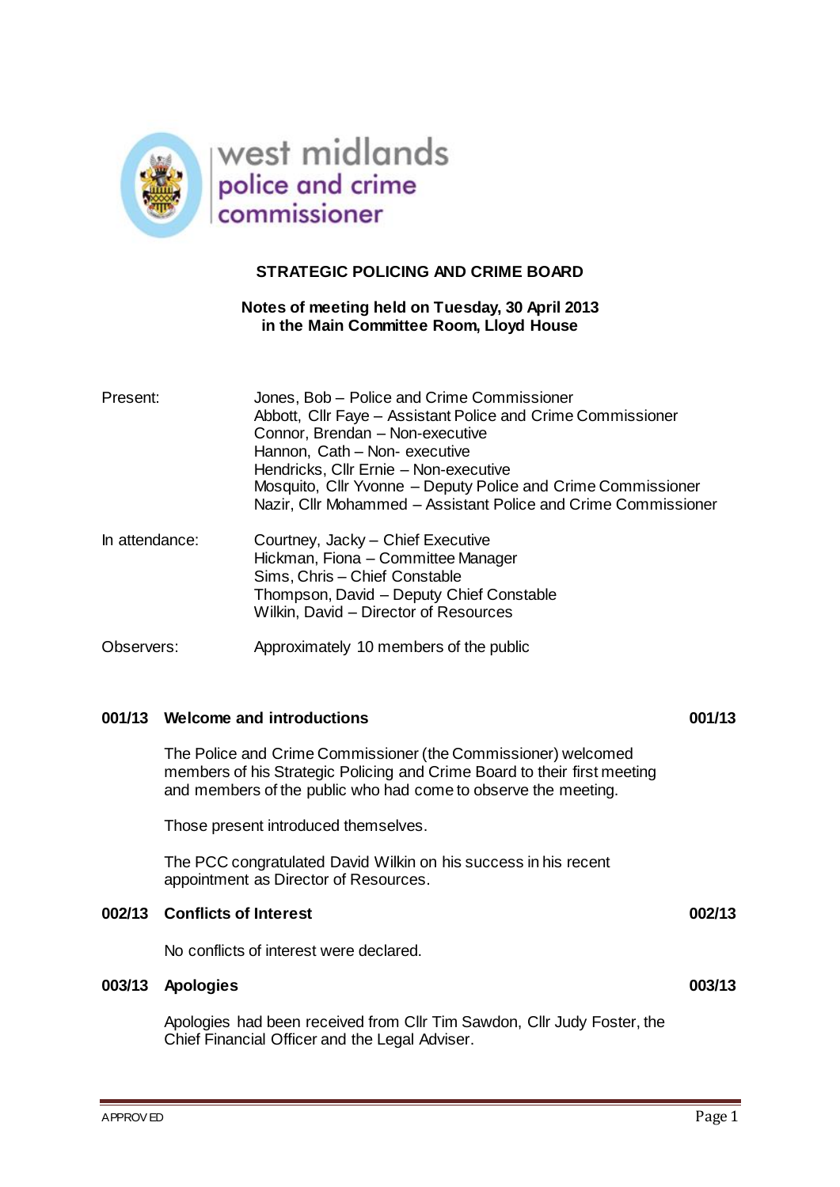west midlands
police and crime
commissioner

# STRATEGIC POLICING AND CRIME BOARD

**Notes of meeting held on Tuesday, 30 April 2013**
**in the Main Committee Room, Lloyd House**

| | |
|---|---|
| Present: | Jones, Bob – Police and Crime Commissioner<br>Abbott, Cllr Faye – Assistant Police and Crime Commissioner<br>Connor, Brendan – Non-executive<br>Hannon, Cath – Non- executive<br>Hendricks, Cllr Ernie – Non-executive<br>Mosquito, Cllr Yvonne – Deputy Police and Crime Commissioner<br>Nazir, Cllr Mohammed – Assistant Police and Crime Commissioner |
| In attendance: | Courtney, Jacky – Chief Executive<br>Hickman, Fiona – Committee Manager<br>Sims, Chris – Chief Constable<br>Thompson, David – Deputy Chief Constable<br>Wilkin, David – Director of Resources |
| Observers: | Approximately 10 members of the public |

## 001/13 Welcome and introductions

The Police and Crime Commissioner (the Commissioner) welcomed members of his Strategic Policing and Crime Board to their first meeting and members of the public who had come to observe the meeting.

Those present introduced themselves.

The PCC congratulated David Wilkin on his success in his recent appointment as Director of Resources.

## 002/13 Conflicts of Interest

No conflicts of interest were declared.

## 003/13 Apologies

Apologies had been received from Cllr Tim Sawdon, Cllr Judy Foster, the Chief Financial Officer and the Legal Adviser.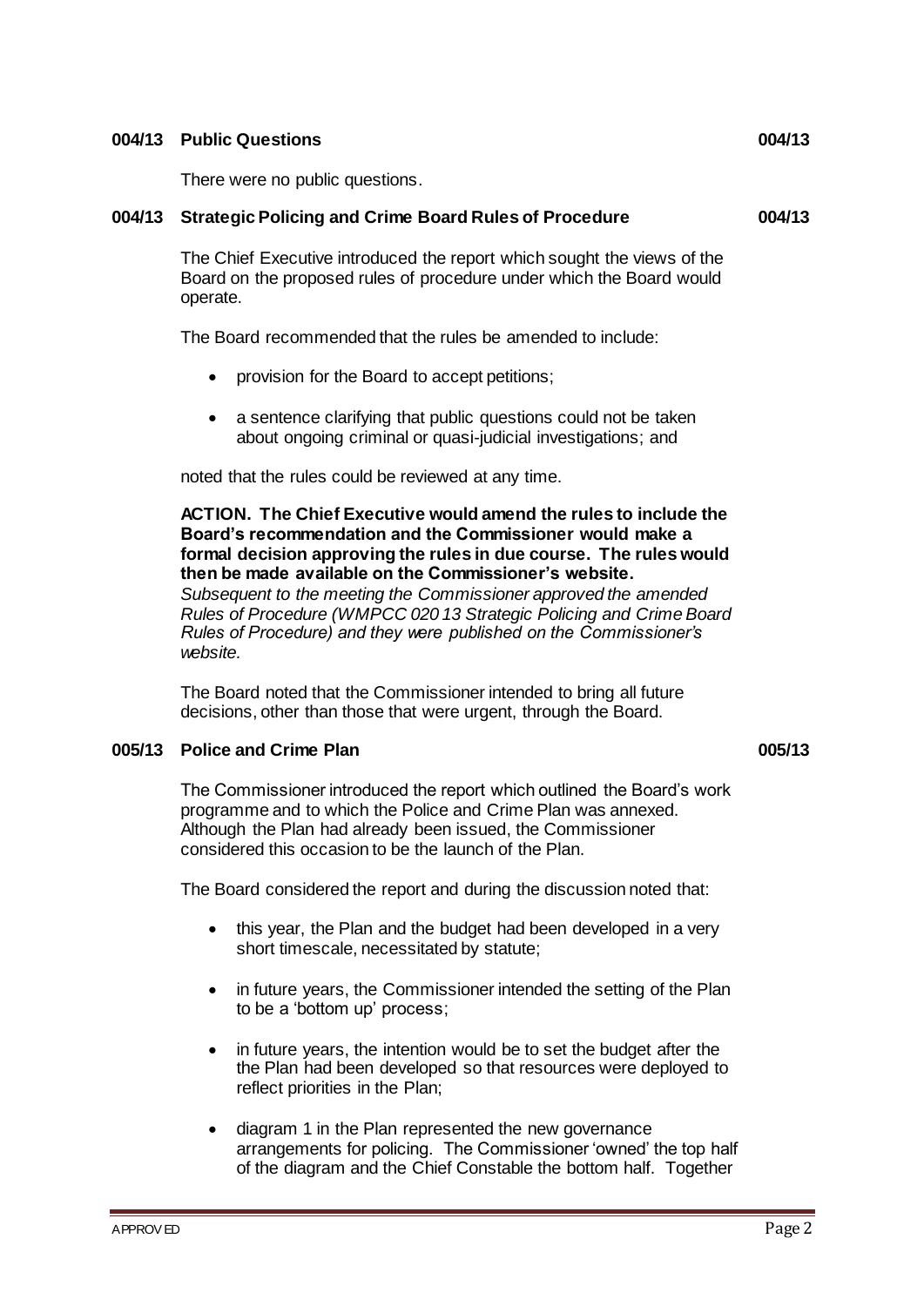## 004/13 Public Questions

There were no public questions.

## 004/13 Strategic Policing and Crime Board Rules of Procedure

The Chief Executive introduced the report which sought the views of the Board on the proposed rules of procedure under which the Board would operate.

The Board recommended that the rules be amended to include:

- provision for the Board to accept petitions;
- a sentence clarifying that public questions could not be taken about ongoing criminal or quasi-judicial investigations; and

noted that the rules could be reviewed at any time.

**ACTION. The Chief Executive would amend the rules to include the Board's recommendation and the Commissioner would make a formal decision approving the rules in due course. The rules would then be made available on the Commissioner's website.**
*Subsequent to the meeting the Commissioner approved the amended Rules of Procedure (WMPCC 020 13 Strategic Policing and Crime Board Rules of Procedure) and they were published on the Commissioner's website.*

The Board noted that the Commissioner intended to bring all future decisions, other than those that were urgent, through the Board.

## 005/13 Police and Crime Plan

The Commissioner introduced the report which outlined the Board's work programme and to which the Police and Crime Plan was annexed. Although the Plan had already been issued, the Commissioner considered this occasion to be the launch of the Plan.

The Board considered the report and during the discussion noted that:

- this year, the Plan and the budget had been developed in a very short timescale, necessitated by statute;
- in future years, the Commissioner intended the setting of the Plan to be a 'bottom up' process;
- in future years, the intention would be to set the budget after the the Plan had been developed so that resources were deployed to reflect priorities in the Plan;
- diagram 1 in the Plan represented the new governance arrangements for policing. The Commissioner 'owned' the top half of the diagram and the Chief Constable the bottom half. Together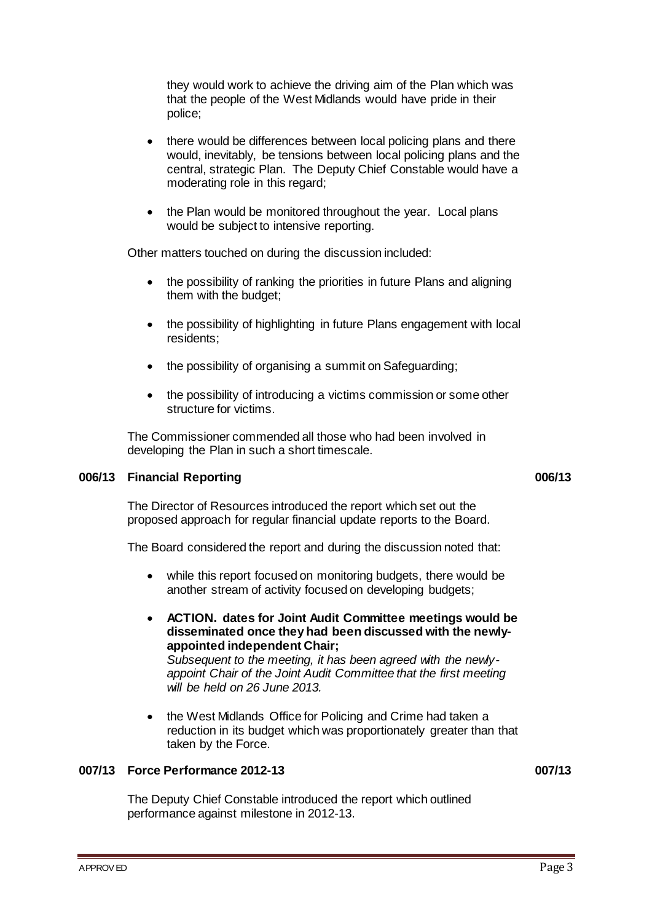they would work to achieve the driving aim of the Plan which was that the people of the West Midlands would have pride in their police;

- there would be differences between local policing plans and there would, inevitably, be tensions between local policing plans and the central, strategic Plan. The Deputy Chief Constable would have a moderating role in this regard;
- the Plan would be monitored throughout the year. Local plans would be subject to intensive reporting.

Other matters touched on during the discussion included:

- the possibility of ranking the priorities in future Plans and aligning them with the budget;
- the possibility of highlighting in future Plans engagement with local residents;
- the possibility of organising a summit on Safeguarding;
- the possibility of introducing a victims commission or some other structure for victims.

The Commissioner commended all those who had been involved in developing the Plan in such a short timescale.

## 006/13 Financial Reporting 006/13

The Director of Resources introduced the report which set out the proposed approach for regular financial update reports to the Board.

The Board considered the report and during the discussion noted that:

- while this report focused on monitoring budgets, there would be another stream of activity focused on developing budgets;
- **ACTION. dates for Joint Audit Committee meetings would be disseminated once they had been discussed with the newly-appointed independent Chair;**
  *Subsequent to the meeting, it has been agreed with the newly-appoint Chair of the Joint Audit Committee that the first meeting will be held on 26 June 2013.*
- the West Midlands Office for Policing and Crime had taken a reduction in its budget which was proportionately greater than that taken by the Force.

## 007/13 Force Performance 2012-13 007/13

The Deputy Chief Constable introduced the report which outlined performance against milestone in 2012-13.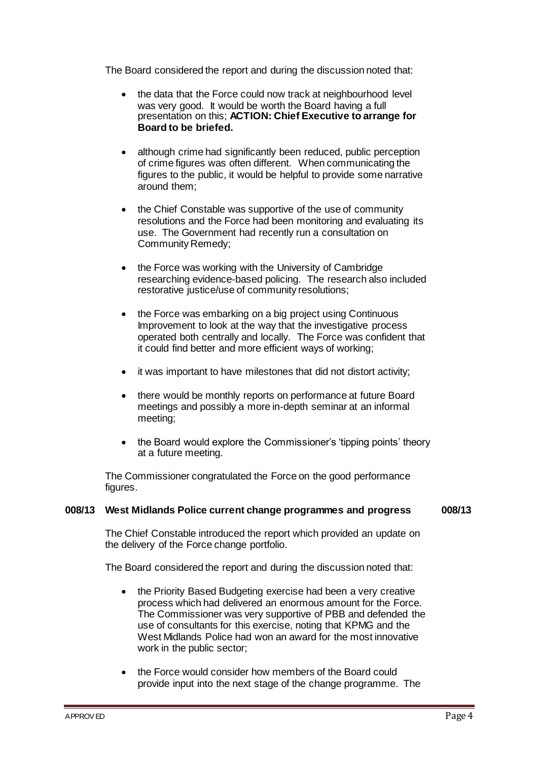The Board considered the report and during the discussion noted that:

- the data that the Force could now track at neighbourhood level was very good. It would be worth the Board having a full presentation on this; **ACTION: Chief Executive to arrange for Board to be briefed.**

- although crime had significantly been reduced, public perception of crime figures was often different. When communicating the figures to the public, it would be helpful to provide some narrative around them;

- the Chief Constable was supportive of the use of community resolutions and the Force had been monitoring and evaluating its use. The Government had recently run a consultation on Community Remedy;

- the Force was working with the University of Cambridge researching evidence-based policing. The research also included restorative justice/use of community resolutions;

- the Force was embarking on a big project using Continuous Improvement to look at the way that the investigative process operated both centrally and locally. The Force was confident that it could find better and more efficient ways of working;

- it was important to have milestones that did not distort activity;

- there would be monthly reports on performance at future Board meetings and possibly a more in-depth seminar at an informal meeting;

- the Board would explore the Commissioner's 'tipping points' theory at a future meeting.

The Commissioner congratulated the Force on the good performance figures.

## 008/13 West Midlands Police current change programmes and progress 008/13

The Chief Constable introduced the report which provided an update on the delivery of the Force change portfolio.

The Board considered the report and during the discussion noted that:

- the Priority Based Budgeting exercise had been a very creative process which had delivered an enormous amount for the Force. The Commissioner was very supportive of PBB and defended the use of consultants for this exercise, noting that KPMG and the West Midlands Police had won an award for the most innovative work in the public sector;

- the Force would consider how members of the Board could provide input into the next stage of the change programme. The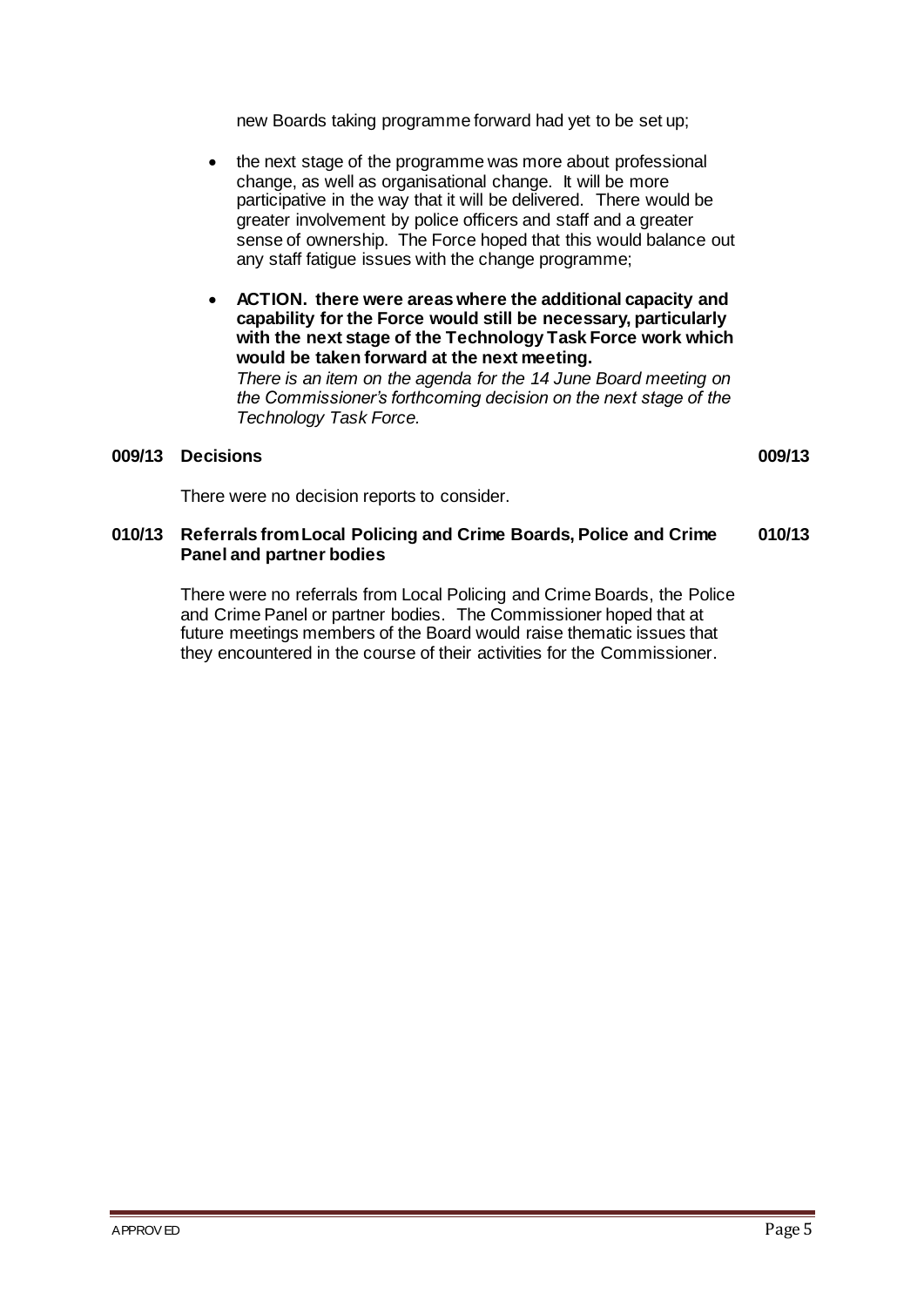new Boards taking programme forward had yet to be set up;

- the next stage of the programme was more about professional change, as well as organisational change. It will be more participative in the way that it will be delivered. There would be greater involvement by police officers and staff and a greater sense of ownership. The Force hoped that this would balance out any staff fatigue issues with the change programme;

- **ACTION. there were areas where the additional capacity and capability for the Force would still be necessary, particularly with the next stage of the Technology Task Force work which would be taken forward at the next meeting.**
  *There is an item on the agenda for the 14 June Board meeting on the Commissioner's forthcoming decision on the next stage of the Technology Task Force.*

## 009/13 Decisions

There were no decision reports to consider.

## 010/13 Referrals from Local Policing and Crime Boards, Police and Crime Panel and partner bodies

There were no referrals from Local Policing and Crime Boards, the Police and Crime Panel or partner bodies. The Commissioner hoped that at future meetings members of the Board would raise thematic issues that they encountered in the course of their activities for the Commissioner.

APPROVED